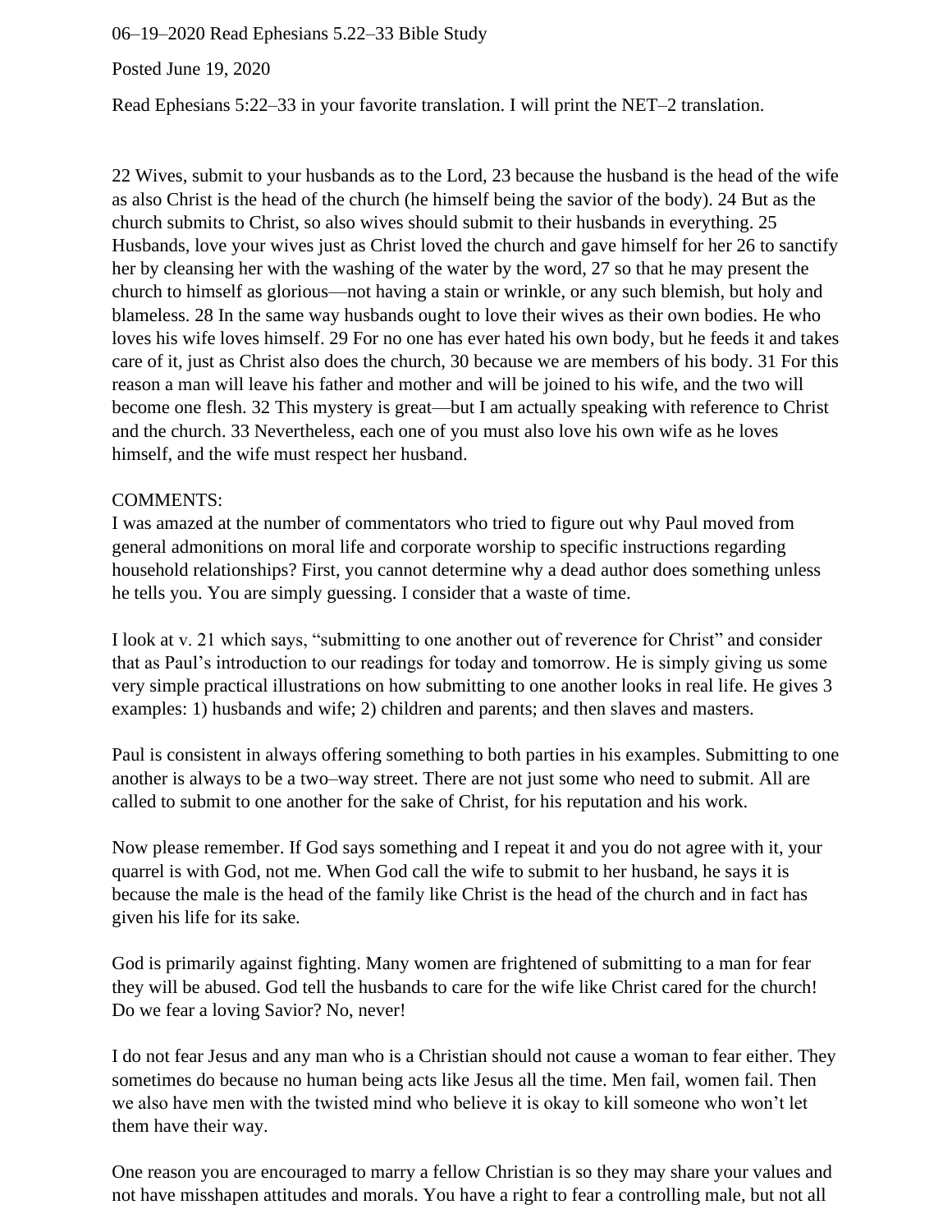06–19–2020 Read Ephesians 5.22–33 Bible Study

Posted June 19, 2020

Read Ephesians 5:22–33 in your favorite translation. I will print the NET–2 translation.

22 Wives, submit to your husbands as to the Lord, 23 because the husband is the head of the wife as also Christ is the head of the church (he himself being the savior of the body). 24 But as the church submits to Christ, so also wives should submit to their husbands in everything. 25 Husbands, love your wives just as Christ loved the church and gave himself for her 26 to sanctify her by cleansing her with the washing of the water by the word, 27 so that he may present the church to himself as glorious—not having a stain or wrinkle, or any such blemish, but holy and blameless. 28 In the same way husbands ought to love their wives as their own bodies. He who loves his wife loves himself. 29 For no one has ever hated his own body, but he feeds it and takes care of it, just as Christ also does the church, 30 because we are members of his body. 31 For this reason a man will leave his father and mother and will be joined to his wife, and the two will become one flesh. 32 This mystery is great—but I am actually speaking with reference to Christ and the church. 33 Nevertheless, each one of you must also love his own wife as he loves himself, and the wife must respect her husband.

COMMENTS:
I was amazed at the number of commentators who tried to figure out why Paul moved from general admonitions on moral life and corporate worship to specific instructions regarding household relationships? First, you cannot determine why a dead author does something unless he tells you. You are simply guessing. I consider that a waste of time.

I look at v. 21 which says, "submitting to one another out of reverence for Christ" and consider that as Paul's introduction to our readings for today and tomorrow. He is simply giving us some very simple practical illustrations on how submitting to one another looks in real life. He gives 3 examples: 1) husbands and wife; 2) children and parents; and then slaves and masters.

Paul is consistent in always offering something to both parties in his examples. Submitting to one another is always to be a two–way street. There are not just some who need to submit. All are called to submit to one another for the sake of Christ, for his reputation and his work.

Now please remember. If God says something and I repeat it and you do not agree with it, your quarrel is with God, not me. When God call the wife to submit to her husband, he says it is because the male is the head of the family like Christ is the head of the church and in fact has given his life for its sake.

God is primarily against fighting. Many women are frightened of submitting to a man for fear they will be abused. God tell the husbands to care for the wife like Christ cared for the church! Do we fear a loving Savior? No, never!

I do not fear Jesus and any man who is a Christian should not cause a woman to fear either. They sometimes do because no human being acts like Jesus all the time. Men fail, women fail. Then we also have men with the twisted mind who believe it is okay to kill someone who won't let them have their way.

One reason you are encouraged to marry a fellow Christian is so they may share your values and not have misshapen attitudes and morals. You have a right to fear a controlling male, but not all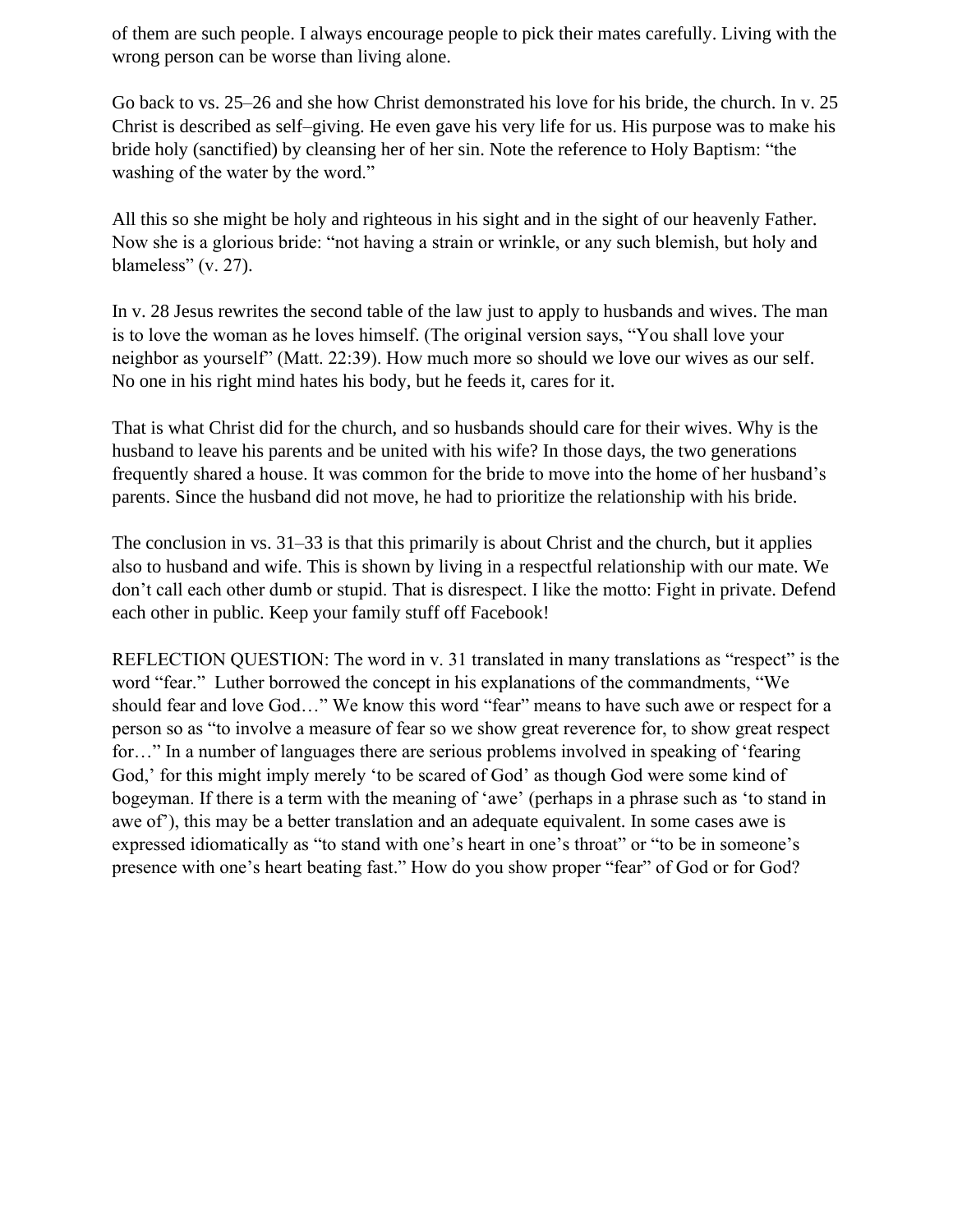of them are such people. I always encourage people to pick their mates carefully. Living with the wrong person can be worse than living alone.

Go back to vs. 25–26 and she how Christ demonstrated his love for his bride, the church. In v. 25 Christ is described as self–giving. He even gave his very life for us. His purpose was to make his bride holy (sanctified) by cleansing her of her sin. Note the reference to Holy Baptism: "the washing of the water by the word."

All this so she might be holy and righteous in his sight and in the sight of our heavenly Father. Now she is a glorious bride: "not having a strain or wrinkle, or any such blemish, but holy and blameless" (v. 27).

In v. 28 Jesus rewrites the second table of the law just to apply to husbands and wives. The man is to love the woman as he loves himself. (The original version says, "You shall love your neighbor as yourself" (Matt. 22:39). How much more so should we love our wives as our self. No one in his right mind hates his body, but he feeds it, cares for it.

That is what Christ did for the church, and so husbands should care for their wives. Why is the husband to leave his parents and be united with his wife? In those days, the two generations frequently shared a house. It was common for the bride to move into the home of her husband's parents. Since the husband did not move, he had to prioritize the relationship with his bride.

The conclusion in vs. 31–33 is that this primarily is about Christ and the church, but it applies also to husband and wife. This is shown by living in a respectful relationship with our mate. We don't call each other dumb or stupid. That is disrespect. I like the motto: Fight in private. Defend each other in public. Keep your family stuff off Facebook!

REFLECTION QUESTION: The word in v. 31 translated in many translations as "respect" is the word "fear." Luther borrowed the concept in his explanations of the commandments, "We should fear and love God…" We know this word "fear" means to have such awe or respect for a person so as "to involve a measure of fear so we show great reverence for, to show great respect for…" In a number of languages there are serious problems involved in speaking of 'fearing God,' for this might imply merely 'to be scared of God' as though God were some kind of bogeyman. If there is a term with the meaning of 'awe' (perhaps in a phrase such as 'to stand in awe of'), this may be a better translation and an adequate equivalent. In some cases awe is expressed idiomatically as "to stand with one's heart in one's throat" or "to be in someone's presence with one's heart beating fast." How do you show proper "fear" of God or for God?